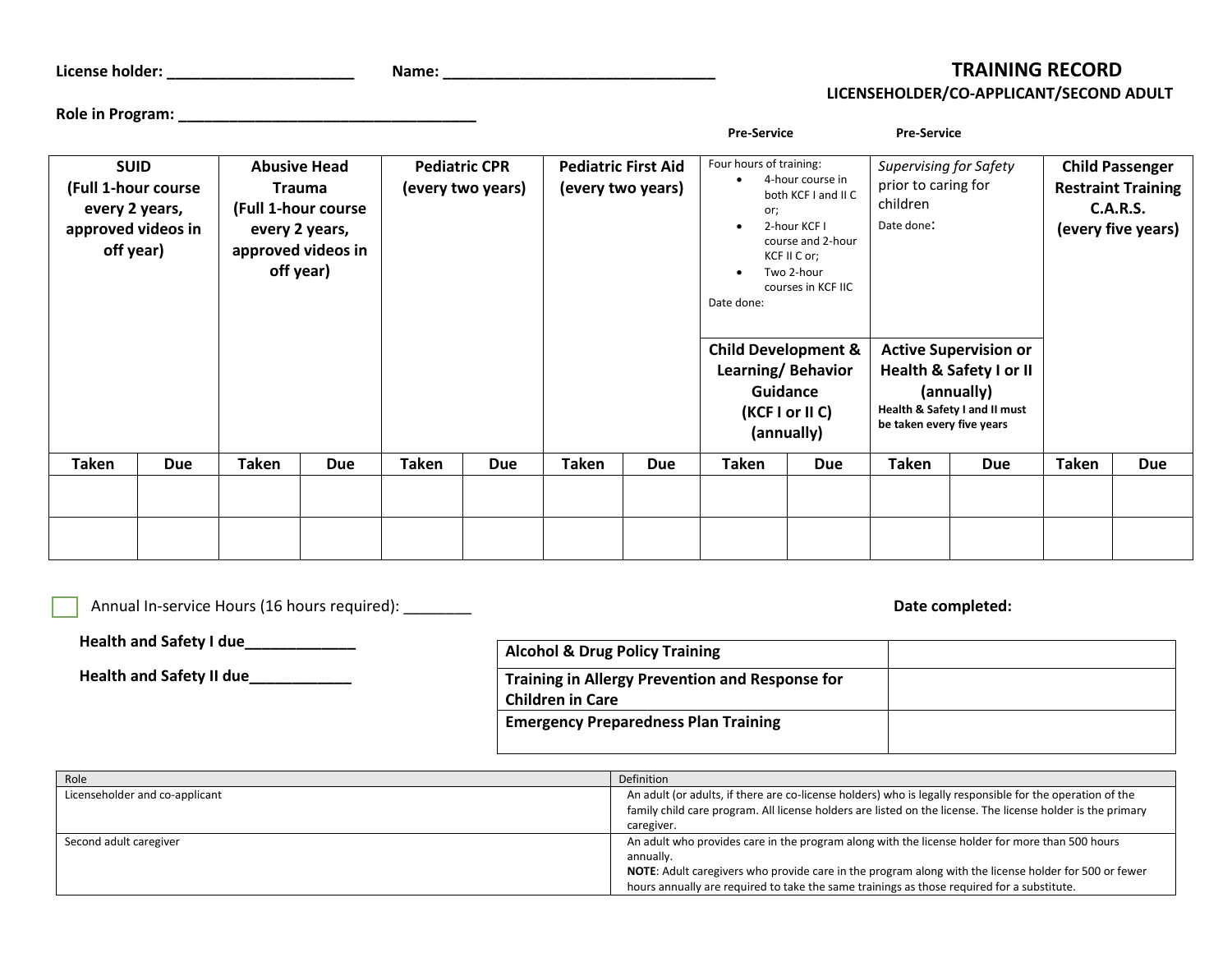License holder: ______________________ Name: ________________________________

# TRAINING RECORD

## LICENSEHOLDER/CO-APPLICANT/SECOND ADULT

Role in Program: ___________________________________

| SUID (Full 1-hour course every 2 years, approved videos in off year) | | Abusive Head Trauma (Full 1-hour course every 2 years, approved videos in off year) | | Pediatric CPR (every two years) | | Pediatric First Aid (every two years) | | Pre-Service: Four hours of training: • 4-hour course in both KCF I and II C or; • 2-hour KCF I course and 2-hour KCF II C or; • Two 2-hour courses in KCF IIC. Date done: / Child Development & Learning/ Behavior Guidance (KCF I or II C) (annually) | | Pre-Service: *Supervising for Safety* prior to caring for children. Date done: / Active Supervision or Health & Safety I or II (annually) Health & Safety I and II must be taken every five years | | Child Passenger Restraint Training C.A.R.S. (every five years) | |
|---|---|---|---|---|---|---|---|---|---|---|---|---|---|
| Taken | Due | Taken | Due | Taken | Due | Taken | Due | Taken | Due | Taken | Due | Taken | Due |
| | | | | | | | | | | | | | |
| | | | | | | | | | | | | | |

☐ Annual In-service Hours (16 hours required): ________

**Date completed:**

**Health and Safety I due_____________**

**Health and Safety II due____________**

| | |
|---|---|
| **Alcohol & Drug Policy Training** | |
| **Training in Allergy Prevention and Response for Children in Care** | |
| **Emergency Preparedness Plan Training** | |

| Role | Definition |
|---|---|
| Licenseholder and co-applicant | An adult (or adults, if there are co-license holders) who is legally responsible for the operation of the family child care program. All license holders are listed on the license. The license holder is the primary caregiver. |
| Second adult caregiver | An adult who provides care in the program along with the license holder for more than 500 hours annually. **NOTE**: Adult caregivers who provide care in the program along with the license holder for 500 or fewer hours annually are required to take the same trainings as those required for a substitute. |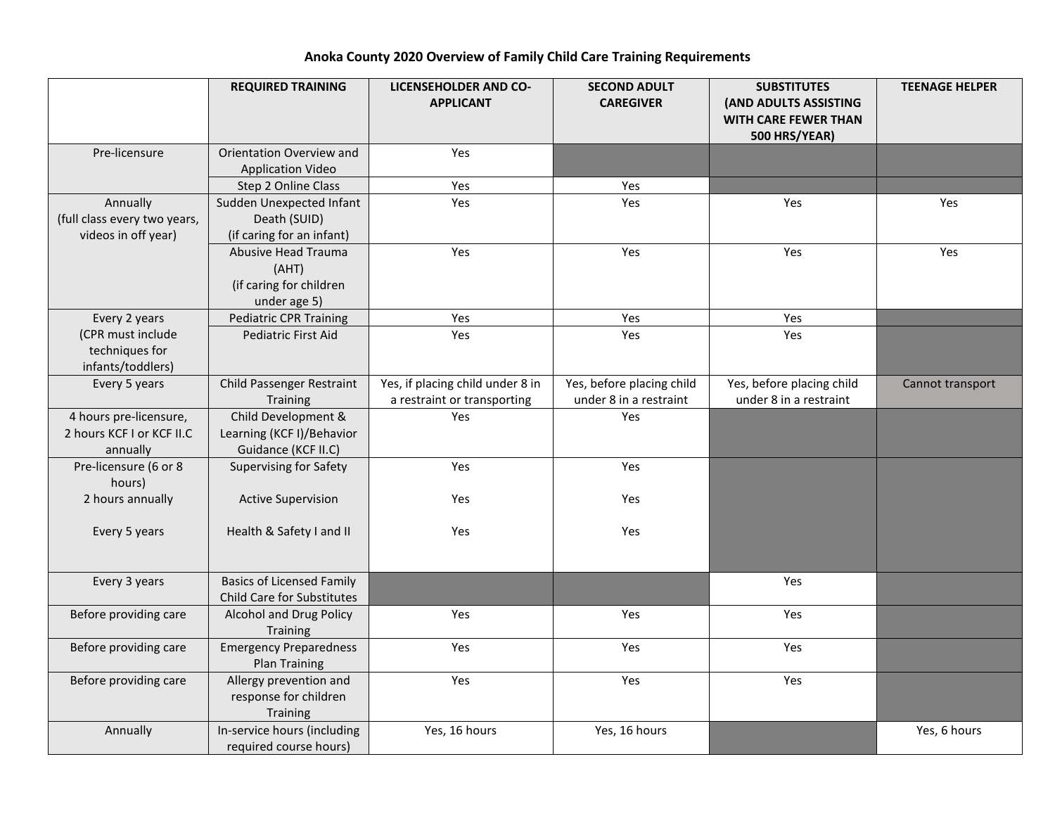**Anoka County 2020 Overview of Family Child Care Training Requirements**

| | REQUIRED TRAINING | LICENSEHOLDER AND CO-APPLICANT | SECOND ADULT CAREGIVER | SUBSTITUTES (AND ADULTS ASSISTING WITH CARE FEWER THAN 500 HRS/YEAR) | TEENAGE HELPER |
|---|---|---|---|---|---|
| Pre-licensure | Orientation Overview and Application Video | Yes | | | |
| | Step 2 Online Class | Yes | Yes | | |
| Annually (full class every two years, videos in off year) | Sudden Unexpected Infant Death (SUID) (if caring for an infant) | Yes | Yes | Yes | Yes |
| | Abusive Head Trauma (AHT) (if caring for children under age 5) | Yes | Yes | Yes | Yes |
| Every 2 years (CPR must include techniques for infants/toddlers) | Pediatric CPR Training | Yes | Yes | Yes | |
| | Pediatric First Aid | Yes | Yes | Yes | |
| Every 5 years | Child Passenger Restraint Training | Yes, if placing child under 8 in a restraint or transporting | Yes, before placing child under 8 in a restraint | Yes, before placing child under 8 in a restraint | Cannot transport |
| 4 hours pre-licensure, 2 hours KCF I or KCF II.C annually | Child Development & Learning (KCF I)/Behavior Guidance (KCF II.C) | Yes | Yes | | |
| Pre-licensure (6 or 8 hours) | Supervising for Safety | Yes | Yes | | |
| 2 hours annually | Active Supervision | Yes | Yes | | |
| Every 5 years | Health & Safety I and II | Yes | Yes | | |
| Every 3 years | Basics of Licensed Family Child Care for Substitutes | | | Yes | |
| Before providing care | Alcohol and Drug Policy Training | Yes | Yes | Yes | |
| Before providing care | Emergency Preparedness Plan Training | Yes | Yes | Yes | |
| Before providing care | Allergy prevention and response for children Training | Yes | Yes | Yes | |
| Annually | In-service hours (including required course hours) | Yes, 16 hours | Yes, 16 hours | | Yes, 6 hours |